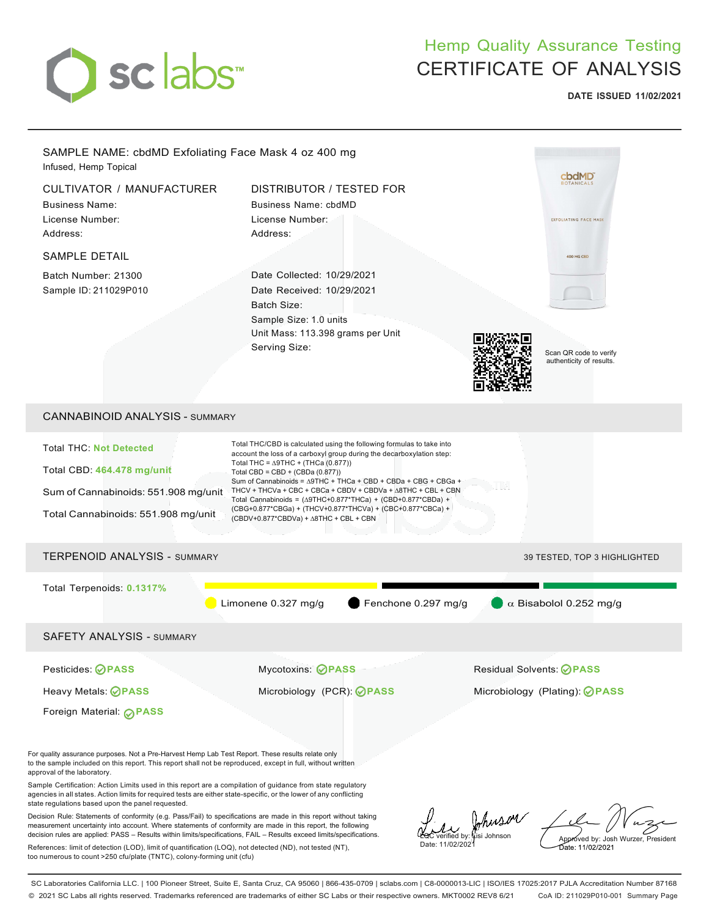# sc labs

## Hemp Quality Assurance Testing
## CERTIFICATE OF ANALYSIS

**DATE ISSUED 11/02/2021**

---

SAMPLE NAME: cbdMD Exfoliating Face Mask 4 oz 400 mg

Infused, Hemp Topical

**CULTIVATOR / MANUFACTURER**

Business Name:
License Number:
Address:

**DISTRIBUTOR / TESTED FOR**

Business Name: cbdMD
License Number:
Address:

**SAMPLE DETAIL**

Batch Number: 21300
Sample ID: 211029P010

Date Collected: 10/29/2021
Date Received: 10/29/2021
Batch Size:
Sample Size: 1.0 units
Unit Mass: 113.398 grams per Unit
Serving Size:

Scan QR code to verify authenticity of results.

## CANNABINOID ANALYSIS - SUMMARY

Total THC: **Not Detected**

Total CBD: **464.478 mg/unit**

Sum of Cannabinoids: 551.908 mg/unit

Total Cannabinoids: 551.908 mg/unit

Total THC/CBD is calculated using the following formulas to take into account the loss of a carboxyl group during the decarboxylation step:
Total THC = Δ9THC + (THCa (0.877))
Total CBD = CBD + (CBDa (0.877))
Sum of Cannabinoids = Δ9THC + THCa + CBD + CBDa + CBG + CBGa + THCV + THCVa + CBC + CBCa + CBDV + CBDVa + Δ8THC + CBL + CBN
Total Cannabinoids = (Δ9THC+0.877*THCa) + (CBD+0.877*CBDa) + (CBG+0.877*CBGa) + (THCV+0.877*THCVa) + (CBC+0.877*CBCa) + (CBDV+0.877*CBDVa) + Δ8THC + CBL + CBN

## TERPENOID ANALYSIS - SUMMARY

39 TESTED, TOP 3 HIGHLIGHTED

Total Terpenoids: **0.1317%**

Limonene 0.327 mg/g | Fenchone 0.297 mg/g | α Bisabolol 0.252 mg/g

## SAFETY ANALYSIS - SUMMARY

| | | |
|---|---|---|
| Pesticides: **PASS** | Mycotoxins: **PASS** | Residual Solvents: **PASS** |
| Heavy Metals: **PASS** | Microbiology (PCR): **PASS** | Microbiology (Plating): **PASS** |
| Foreign Material: **PASS** | | |

For quality assurance purposes. Not a Pre-Harvest Hemp Lab Test Report. These results relate only to the sample included on this report. This report shall not be reproduced, except in full, without written approval of the laboratory.

Sample Certification: Action Limits used in this report are a compilation of guidance from state regulatory agencies in all states. Action limits for required tests are either state-specific, or the lower of any conflicting state regulations based upon the panel requested.

Decision Rule: Statements of conformity (e.g. Pass/Fail) to specifications are made in this report without taking measurement uncertainty into account. Where statements of conformity are made in this report, the following decision rules are applied: PASS – Results within limits/specifications, FAIL – Results exceed limits/specifications.

References: limit of detection (LOD), limit of quantification (LOQ), not detected (ND), not tested (NT), too numerous to count >250 cfu/plate (TNTC), colony-forming unit (cfu)

LQC verified by: Lisi Johnson
Date: 11/02/2021

Approved by: Josh Wurzer, President
Date: 11/02/2021

SC Laboratories California LLC. | 100 Pioneer Street, Suite E, Santa Cruz, CA 95060 | 866-435-0709 | sclabs.com | C8-0000013-LIC | ISO/IES 17025:2017 PJLA Accreditation Number 87168
© 2021 SC Labs all rights reserved. Trademarks referenced are trademarks of either SC Labs or their respective owners. MKT0002 REV8 6/21 CoA ID: 211029P010-001 Summary Page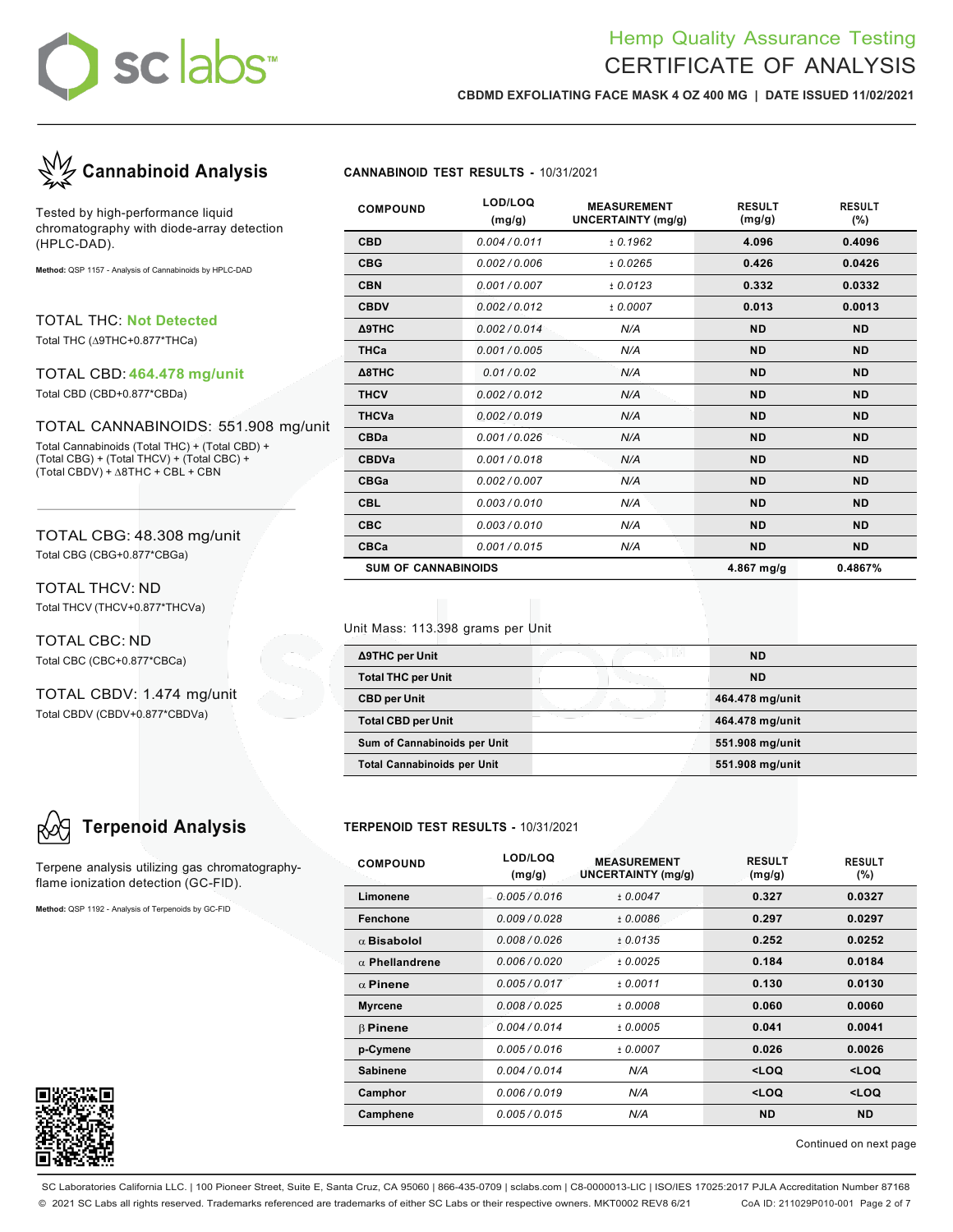# Hemp Quality Assurance Testing
# CERTIFICATE OF ANALYSIS

**CBDMD EXFOLIATING FACE MASK 4 OZ 400 MG | DATE ISSUED 11/02/2021**

## Cannabinoid Analysis

Tested by high-performance liquid chromatography with diode-array detection (HPLC-DAD).

**Method:** QSP 1157 - Analysis of Cannabinoids by HPLC-DAD

TOTAL THC: **Not Detected**
Total THC (Δ9THC+0.877*THCa)

TOTAL CBD: **464.478 mg/unit**
Total CBD (CBD+0.877*CBDa)

TOTAL CANNABINOIDS: 551.908 mg/unit
Total Cannabinoids (Total THC) + (Total CBD) + (Total CBG) + (Total THCV) + (Total CBC) + (Total CBDV) + Δ8THC + CBL + CBN

TOTAL CBG: 48.308 mg/unit
Total CBG (CBG+0.877*CBGa)

TOTAL THCV: ND
Total THCV (THCV+0.877*THCVa)

TOTAL CBC: ND
Total CBC (CBC+0.877*CBCa)

TOTAL CBDV: 1.474 mg/unit
Total CBDV (CBDV+0.877*CBDVa)

**CANNABINOID TEST RESULTS -** 10/31/2021

| COMPOUND | LOD/LOQ (mg/g) | MEASUREMENT UNCERTAINTY (mg/g) | RESULT (mg/g) | RESULT (%) |
|---|---|---|---|---|
| CBD | 0.004 / 0.011 | ± 0.1962 | 4.096 | 0.4096 |
| CBG | 0.002 / 0.006 | ± 0.0265 | 0.426 | 0.0426 |
| CBN | 0.001 / 0.007 | ± 0.0123 | 0.332 | 0.0332 |
| CBDV | 0.002 / 0.012 | ± 0.0007 | 0.013 | 0.0013 |
| Δ9THC | 0.002 / 0.014 | N/A | ND | ND |
| THCa | 0.001 / 0.005 | N/A | ND | ND |
| Δ8THC | 0.01 / 0.02 | N/A | ND | ND |
| THCV | 0.002 / 0.012 | N/A | ND | ND |
| THCVa | 0.002 / 0.019 | N/A | ND | ND |
| CBDa | 0.001 / 0.026 | N/A | ND | ND |
| CBDVa | 0.001 / 0.018 | N/A | ND | ND |
| CBGa | 0.002 / 0.007 | N/A | ND | ND |
| CBL | 0.003 / 0.010 | N/A | ND | ND |
| CBC | 0.003 / 0.010 | N/A | ND | ND |
| CBCa | 0.001 / 0.015 | N/A | ND | ND |
| **SUM OF CANNABINOIDS** | | | **4.867 mg/g** | **0.4867%** |

Unit Mass: 113.398 grams per Unit

| | |
|---|---|
| Δ9THC per Unit | ND |
| Total THC per Unit | ND |
| CBD per Unit | 464.478 mg/unit |
| Total CBD per Unit | 464.478 mg/unit |
| Sum of Cannabinoids per Unit | 551.908 mg/unit |
| Total Cannabinoids per Unit | 551.908 mg/unit |

## Terpenoid Analysis

Terpene analysis utilizing gas chromatography-flame ionization detection (GC-FID).

**Method:** QSP 1192 - Analysis of Terpenoids by GC-FID

**TERPENOID TEST RESULTS -** 10/31/2021

| COMPOUND | LOD/LOQ (mg/g) | MEASUREMENT UNCERTAINTY (mg/g) | RESULT (mg/g) | RESULT (%) |
|---|---|---|---|---|
| Limonene | 0.005 / 0.016 | ± 0.0047 | 0.327 | 0.0327 |
| Fenchone | 0.009 / 0.028 | ± 0.0086 | 0.297 | 0.0297 |
| α Bisabolol | 0.008 / 0.026 | ± 0.0135 | 0.252 | 0.0252 |
| α Phellandrene | 0.006 / 0.020 | ± 0.0025 | 0.184 | 0.0184 |
| α Pinene | 0.005 / 0.017 | ± 0.0011 | 0.130 | 0.0130 |
| Myrcene | 0.008 / 0.025 | ± 0.0008 | 0.060 | 0.0060 |
| β Pinene | 0.004 / 0.014 | ± 0.0005 | 0.041 | 0.0041 |
| p-Cymene | 0.005 / 0.016 | ± 0.0007 | 0.026 | 0.0026 |
| Sabinene | 0.004 / 0.014 | N/A | <LOQ | <LOQ |
| Camphor | 0.006 / 0.019 | N/A | <LOQ | <LOQ |
| Camphene | 0.005 / 0.015 | N/A | ND | ND |

Continued on next page

SC Laboratories California LLC. | 100 Pioneer Street, Suite E, Santa Cruz, CA 95060 | 866-435-0709 | sclabs.com | C8-0000013-LIC | ISO/IES 17025:2017 PJLA Accreditation Number 87168
© 2021 SC Labs all rights reserved. Trademarks referenced are trademarks of either SC Labs or their respective owners. MKT0002 REV8 6/21 CoA ID: 211029P010-001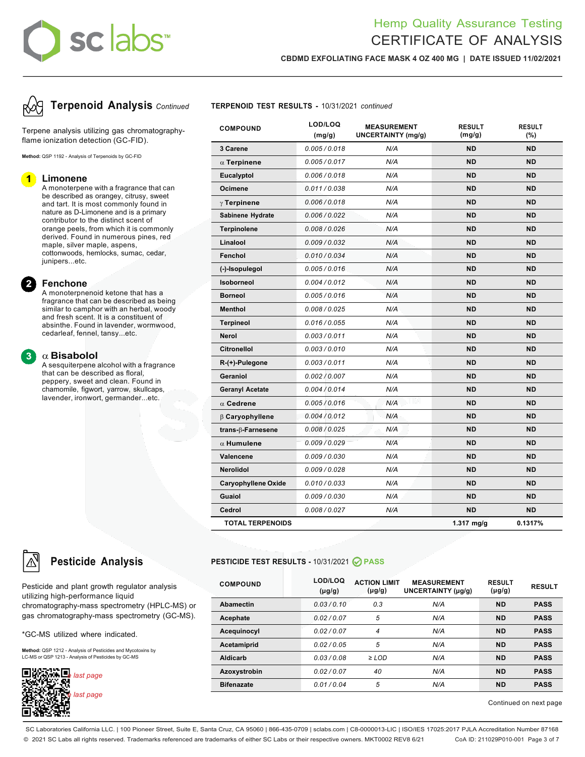# Hemp Quality Assurance Testing
# CERTIFICATE OF ANALYSIS

**CBDMD EXFOLIATING FACE MASK 4 OZ 400 MG | DATE ISSUED 11/02/2021**

## Terpenoid Analysis *Continued*

Terpene analysis utilizing gas chromatography-flame ionization detection (GC-FID).

**Method:** QSP 1192 - Analysis of Terpenoids by GC-FID

**1 Limonene**
A monoterpene with a fragrance that can be described as orangey, citrusy, sweet and tart. It is most commonly found in nature as D-Limonene and is a primary contributor to the distinct scent of orange peels, from which it is commonly derived. Found in numerous pines, red maple, silver maple, aspens, cottonwoods, hemlocks, sumac, cedar, junipers...etc.

**2 Fenchone**
A monoterpnenoid ketone that has a fragrance that can be described as being similar to camphor with an herbal, woody and fresh scent. It is a constituent of absinthe. Found in lavender, wormwood, cedarleaf, fennel, tansy...etc.

**3 α Bisabolol**
A sesquiterpene alcohol with a fragrance that can be described as floral, peppery, sweet and clean. Found in chamomile, figwort, yarrow, skullcaps, lavender, ironwort, germander...etc.

**TERPENOID TEST RESULTS -** 10/31/2021 *continued*

| COMPOUND | LOD/LOQ (mg/g) | MEASUREMENT UNCERTAINTY (mg/g) | RESULT (mg/g) | RESULT (%) |
|---|---|---|---|---|
| 3 Carene | 0.005 / 0.018 | N/A | ND | ND |
| α Terpinene | 0.005 / 0.017 | N/A | ND | ND |
| Eucalyptol | 0.006 / 0.018 | N/A | ND | ND |
| Ocimene | 0.011 / 0.038 | N/A | ND | ND |
| γ Terpinene | 0.006 / 0.018 | N/A | ND | ND |
| Sabinene Hydrate | 0.006 / 0.022 | N/A | ND | ND |
| Terpinolene | 0.008 / 0.026 | N/A | ND | ND |
| Linalool | 0.009 / 0.032 | N/A | ND | ND |
| Fenchol | 0.010 / 0.034 | N/A | ND | ND |
| (-)-Isopulegol | 0.005 / 0.016 | N/A | ND | ND |
| Isoborneol | 0.004 / 0.012 | N/A | ND | ND |
| Borneol | 0.005 / 0.016 | N/A | ND | ND |
| Menthol | 0.008 / 0.025 | N/A | ND | ND |
| Terpineol | 0.016 / 0.055 | N/A | ND | ND |
| Nerol | 0.003 / 0.011 | N/A | ND | ND |
| Citronellol | 0.003 / 0.010 | N/A | ND | ND |
| R-(+)-Pulegone | 0.003 / 0.011 | N/A | ND | ND |
| Geraniol | 0.002 / 0.007 | N/A | ND | ND |
| Geranyl Acetate | 0.004 / 0.014 | N/A | ND | ND |
| α Cedrene | 0.005 / 0.016 | N/A | ND | ND |
| β Caryophyllene | 0.004 / 0.012 | N/A | ND | ND |
| trans-β-Farnesene | 0.008 / 0.025 | N/A | ND | ND |
| α Humulene | 0.009 / 0.029 | N/A | ND | ND |
| Valencene | 0.009 / 0.030 | N/A | ND | ND |
| Nerolidol | 0.009 / 0.028 | N/A | ND | ND |
| Caryophyllene Oxide | 0.010 / 0.033 | N/A | ND | ND |
| Guaiol | 0.009 / 0.030 | N/A | ND | ND |
| Cedrol | 0.008 / 0.027 | N/A | ND | ND |
| **TOTAL TERPENOIDS** | | | **1.317 mg/g** | **0.1317%** |

## Pesticide Analysis

Pesticide and plant growth regulator analysis utilizing high-performance liquid chromatography-mass spectrometry (HPLC-MS) or gas chromatography-mass spectrometry (GC-MS).

*GC-MS utilized where indicated.

**Method:** QSP 1212 - Analysis of Pesticides and Mycotoxins by LC-MS or QSP 1213 - Analysis of Pesticides by GC-MS

*last page*

*last page*

**PESTICIDE TEST RESULTS -** 10/31/2021 **PASS**

| COMPOUND | LOD/LOQ (µg/g) | ACTION LIMIT (µg/g) | MEASUREMENT UNCERTAINTY (µg/g) | RESULT (µg/g) | RESULT |
|---|---|---|---|---|---|
| Abamectin | 0.03 / 0.10 | 0.3 | N/A | ND | PASS |
| Acephate | 0.02 / 0.07 | 5 | N/A | ND | PASS |
| Acequinocyl | 0.02 / 0.07 | 4 | N/A | ND | PASS |
| Acetamiprid | 0.02 / 0.05 | 5 | N/A | ND | PASS |
| Aldicarb | 0.03 / 0.08 | ≥ LOD | N/A | ND | PASS |
| Azoxystrobin | 0.02 / 0.07 | 40 | N/A | ND | PASS |
| Bifenazate | 0.01 / 0.04 | 5 | N/A | ND | PASS |

Continued on next page

SC Laboratories California LLC. | 100 Pioneer Street, Suite E, Santa Cruz, CA 95060 | 866-435-0709 | sclabs.com | C8-0000013-LIC | ISO/IES 17025:2017 PJLA Accreditation Number 87168
© 2021 SC Labs all rights reserved. Trademarks referenced are trademarks of either SC Labs or their respective owners. MKT0002 REV8 6/21 CoA ID: 211029P010-001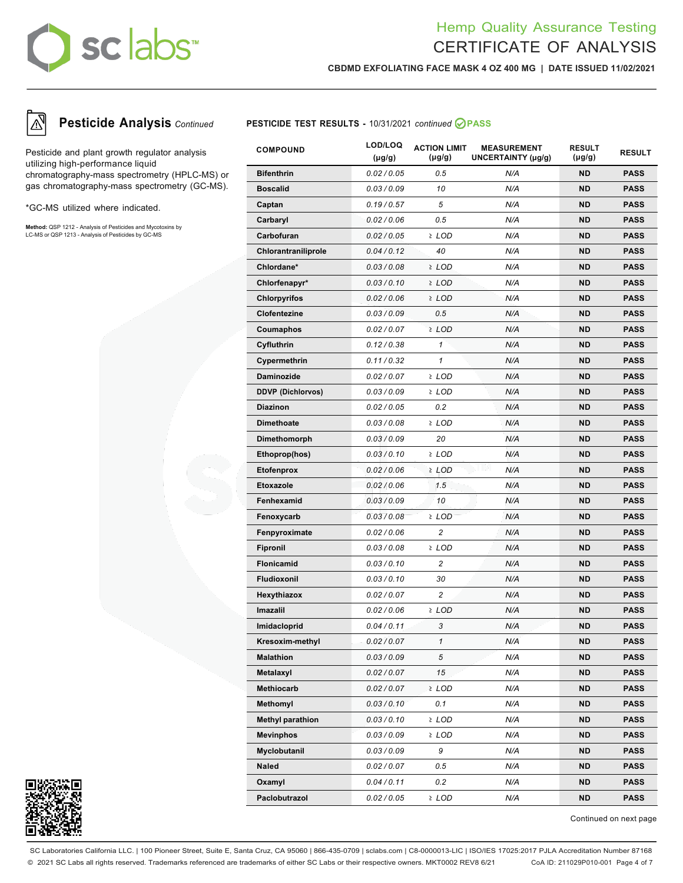# Hemp Quality Assurance Testing
# CERTIFICATE OF ANALYSIS

**CBDMD EXFOLIATING FACE MASK 4 OZ 400 MG | DATE ISSUED 11/02/2021**

## Pesticide Analysis *Continued*

Pesticide and plant growth regulator analysis utilizing high-performance liquid chromatography-mass spectrometry (HPLC-MS) or gas chromatography-mass spectrometry (GC-MS).

*GC-MS utilized where indicated.

**Method:** QSP 1212 - Analysis of Pesticides and Mycotoxins by LC-MS or QSP 1213 - Analysis of Pesticides by GC-MS

**PESTICIDE TEST RESULTS -** 10/31/2021 *continued* **PASS**

| COMPOUND | LOD/LOQ (μg/g) | ACTION LIMIT (μg/g) | MEASUREMENT UNCERTAINTY (μg/g) | RESULT (μg/g) | RESULT |
|---|---|---|---|---|---|
| Bifenthrin | 0.02 / 0.05 | 0.5 | N/A | ND | PASS |
| Boscalid | 0.03 / 0.09 | 10 | N/A | ND | PASS |
| Captan | 0.19 / 0.57 | 5 | N/A | ND | PASS |
| Carbaryl | 0.02 / 0.06 | 0.5 | N/A | ND | PASS |
| Carbofuran | 0.02 / 0.05 | ≥ LOD | N/A | ND | PASS |
| Chlorantraniliprole | 0.04 / 0.12 | 40 | N/A | ND | PASS |
| Chlordane* | 0.03 / 0.08 | ≥ LOD | N/A | ND | PASS |
| Chlorfenapyr* | 0.03 / 0.10 | ≥ LOD | N/A | ND | PASS |
| Chlorpyrifos | 0.02 / 0.06 | ≥ LOD | N/A | ND | PASS |
| Clofentezine | 0.03 / 0.09 | 0.5 | N/A | ND | PASS |
| Coumaphos | 0.02 / 0.07 | ≥ LOD | N/A | ND | PASS |
| Cyfluthrin | 0.12 / 0.38 | 1 | N/A | ND | PASS |
| Cypermethrin | 0.11 / 0.32 | 1 | N/A | ND | PASS |
| Daminozide | 0.02 / 0.07 | ≥ LOD | N/A | ND | PASS |
| DDVP (Dichlorvos) | 0.03 / 0.09 | ≥ LOD | N/A | ND | PASS |
| Diazinon | 0.02 / 0.05 | 0.2 | N/A | ND | PASS |
| Dimethoate | 0.03 / 0.08 | ≥ LOD | N/A | ND | PASS |
| Dimethomorph | 0.03 / 0.09 | 20 | N/A | ND | PASS |
| Ethoprop(hos) | 0.03 / 0.10 | ≥ LOD | N/A | ND | PASS |
| Etofenprox | 0.02 / 0.06 | ≥ LOD | N/A | ND | PASS |
| Etoxazole | 0.02 / 0.06 | 1.5 | N/A | ND | PASS |
| Fenhexamid | 0.03 / 0.09 | 10 | N/A | ND | PASS |
| Fenoxycarb | 0.03 / 0.08 | ≥ LOD | N/A | ND | PASS |
| Fenpyroximate | 0.02 / 0.06 | 2 | N/A | ND | PASS |
| Fipronil | 0.03 / 0.08 | ≥ LOD | N/A | ND | PASS |
| Flonicamid | 0.03 / 0.10 | 2 | N/A | ND | PASS |
| Fludioxonil | 0.03 / 0.10 | 30 | N/A | ND | PASS |
| Hexythiazox | 0.02 / 0.07 | 2 | N/A | ND | PASS |
| Imazalil | 0.02 / 0.06 | ≥ LOD | N/A | ND | PASS |
| Imidacloprid | 0.04 / 0.11 | 3 | N/A | ND | PASS |
| Kresoxim-methyl | 0.02 / 0.07 | 1 | N/A | ND | PASS |
| Malathion | 0.03 / 0.09 | 5 | N/A | ND | PASS |
| Metalaxyl | 0.02 / 0.07 | 15 | N/A | ND | PASS |
| Methiocarb | 0.02 / 0.07 | ≥ LOD | N/A | ND | PASS |
| Methomyl | 0.03 / 0.10 | 0.1 | N/A | ND | PASS |
| Methyl parathion | 0.03 / 0.10 | ≥ LOD | N/A | ND | PASS |
| Mevinphos | 0.03 / 0.09 | ≥ LOD | N/A | ND | PASS |
| Myclobutanil | 0.03 / 0.09 | 9 | N/A | ND | PASS |
| Naled | 0.02 / 0.07 | 0.5 | N/A | ND | PASS |
| Oxamyl | 0.04 / 0.11 | 0.2 | N/A | ND | PASS |
| Paclobutrazol | 0.02 / 0.05 | ≥ LOD | N/A | ND | PASS |

Continued on next page

SC Laboratories California LLC. | 100 Pioneer Street, Suite E, Santa Cruz, CA 95060 | 866-435-0709 | sclabs.com | C8-0000013-LIC | ISO/IES 17025:2017 PJLA Accreditation Number 87168
© 2021 SC Labs all rights reserved. Trademarks referenced are trademarks of either SC Labs or their respective owners. MKT0002 REV8 6/21 CoA ID: 211029P010-001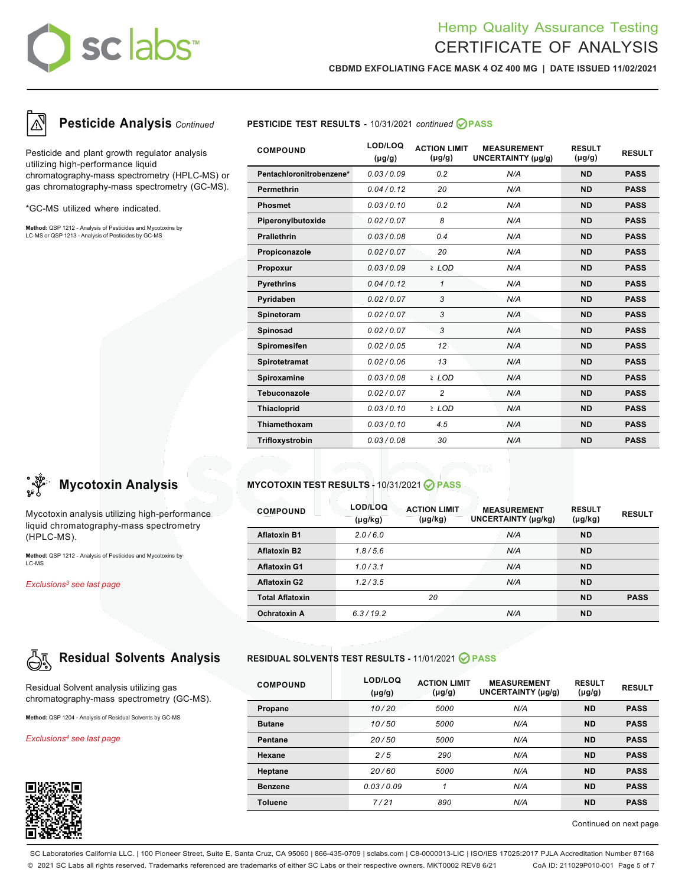# Hemp Quality Assurance Testing
# CERTIFICATE OF ANALYSIS

**CBDMD EXFOLIATING FACE MASK 4 OZ 400 MG | DATE ISSUED 11/02/2021**

## Pesticide Analysis *Continued*

Pesticide and plant growth regulator analysis utilizing high-performance liquid chromatography-mass spectrometry (HPLC-MS) or gas chromatography-mass spectrometry (GC-MS).

*GC-MS utilized where indicated.

**Method:** QSP 1212 - Analysis of Pesticides and Mycotoxins by LC-MS or QSP 1213 - Analysis of Pesticides by GC-MS

**PESTICIDE TEST RESULTS -** 10/31/2021 *continued* **PASS**

| COMPOUND | LOD/LOQ (μg/g) | ACTION LIMIT (μg/g) | MEASUREMENT UNCERTAINTY (μg/g) | RESULT (μg/g) | RESULT |
|---|---|---|---|---|---|
| Pentachloronitrobenzene* | 0.03 / 0.09 | 0.2 | N/A | ND | PASS |
| Permethrin | 0.04 / 0.12 | 20 | N/A | ND | PASS |
| Phosmet | 0.03 / 0.10 | 0.2 | N/A | ND | PASS |
| Piperonylbutoxide | 0.02 / 0.07 | 8 | N/A | ND | PASS |
| Prallethrin | 0.03 / 0.08 | 0.4 | N/A | ND | PASS |
| Propiconazole | 0.02 / 0.07 | 20 | N/A | ND | PASS |
| Propoxur | 0.03 / 0.09 | ≥ LOD | N/A | ND | PASS |
| Pyrethrins | 0.04 / 0.12 | 1 | N/A | ND | PASS |
| Pyridaben | 0.02 / 0.07 | 3 | N/A | ND | PASS |
| Spinetoram | 0.02 / 0.07 | 3 | N/A | ND | PASS |
| Spinosad | 0.02 / 0.07 | 3 | N/A | ND | PASS |
| Spiromesifen | 0.02 / 0.05 | 12 | N/A | ND | PASS |
| Spirotetramat | 0.02 / 0.06 | 13 | N/A | ND | PASS |
| Spiroxamine | 0.03 / 0.08 | ≥ LOD | N/A | ND | PASS |
| Tebuconazole | 0.02 / 0.07 | 2 | N/A | ND | PASS |
| Thiacloprid | 0.03 / 0.10 | ≥ LOD | N/A | ND | PASS |
| Thiamethoxam | 0.03 / 0.10 | 4.5 | N/A | ND | PASS |
| Trifloxystrobin | 0.03 / 0.08 | 30 | N/A | ND | PASS |

## Mycotoxin Analysis

Mycotoxin analysis utilizing high-performance liquid chromatography-mass spectrometry (HPLC-MS).

**Method:** QSP 1212 - Analysis of Pesticides and Mycotoxins by LC-MS

*Exclusions[3] see last page*

**MYCOTOXIN TEST RESULTS -** 10/31/2021 **PASS**

| COMPOUND | LOD/LOQ (μg/kg) | ACTION LIMIT (μg/kg) | MEASUREMENT UNCERTAINTY (μg/kg) | RESULT (μg/kg) | RESULT |
|---|---|---|---|---|---|
| Aflatoxin B1 | 2.0 / 6.0 | | N/A | ND | |
| Aflatoxin B2 | 1.8 / 5.6 | | N/A | ND | |
| Aflatoxin G1 | 1.0 / 3.1 | | N/A | ND | |
| Aflatoxin G2 | 1.2 / 3.5 | | N/A | ND | |
| Total Aflatoxin | | 20 | | ND | PASS |
| Ochratoxin A | 6.3 / 19.2 | | N/A | ND | |

## Residual Solvents Analysis

Residual Solvent analysis utilizing gas chromatography-mass spectrometry (GC-MS).

**Method:** QSP 1204 - Analysis of Residual Solvents by GC-MS

*Exclusions[4] see last page*

**RESIDUAL SOLVENTS TEST RESULTS -** 11/01/2021 **PASS**

| COMPOUND | LOD/LOQ (μg/g) | ACTION LIMIT (μg/g) | MEASUREMENT UNCERTAINTY (μg/g) | RESULT (μg/g) | RESULT |
|---|---|---|---|---|---|
| Propane | 10 / 20 | 5000 | N/A | ND | PASS |
| Butane | 10 / 50 | 5000 | N/A | ND | PASS |
| Pentane | 20 / 50 | 5000 | N/A | ND | PASS |
| Hexane | 2 / 5 | 290 | N/A | ND | PASS |
| Heptane | 20 / 60 | 5000 | N/A | ND | PASS |
| Benzene | 0.03 / 0.09 | 1 | N/A | ND | PASS |
| Toluene | 7 / 21 | 890 | N/A | ND | PASS |

Continued on next page

SC Laboratories California LLC. | 100 Pioneer Street, Suite E, Santa Cruz, CA 95060 | 866-435-0709 | sclabs.com | C8-0000013-LIC | ISO/IES 17025:2017 PJLA Accreditation Number 87168
© 2021 SC Labs all rights reserved. Trademarks referenced are trademarks of either SC Labs or their respective owners. MKT0002 REV8 6/21 CoA ID: 211029P010-001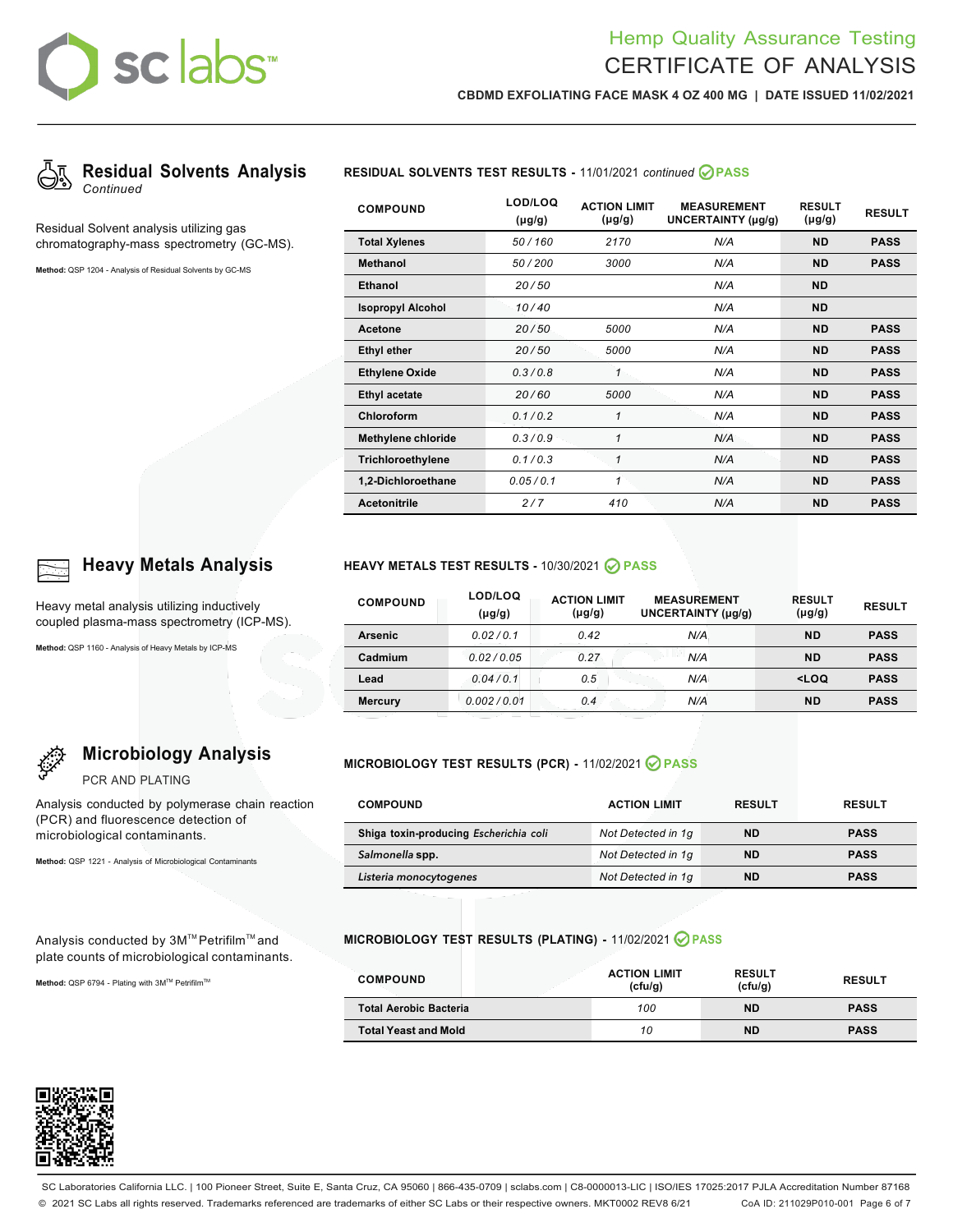# Hemp Quality Assurance Testing
# CERTIFICATE OF ANALYSIS

**CBDMD EXFOLIATING FACE MASK 4 OZ 400 MG | DATE ISSUED 11/02/2021**

## Residual Solvents Analysis
*Continued*

Residual Solvent analysis utilizing gas chromatography-mass spectrometry (GC-MS).

**Method:** QSP 1204 - Analysis of Residual Solvents by GC-MS

**RESIDUAL SOLVENTS TEST RESULTS -** 11/01/2021 *continued* **PASS**

| COMPOUND | LOD/LOQ (μg/g) | ACTION LIMIT (μg/g) | MEASUREMENT UNCERTAINTY (μg/g) | RESULT (μg/g) | RESULT |
|---|---|---|---|---|---|
| Total Xylenes | 50 / 160 | 2170 | N/A | ND | PASS |
| Methanol | 50 / 200 | 3000 | N/A | ND | PASS |
| Ethanol | 20 / 50 | | N/A | ND | |
| Isopropyl Alcohol | 10 / 40 | | N/A | ND | |
| Acetone | 20 / 50 | 5000 | N/A | ND | PASS |
| Ethyl ether | 20 / 50 | 5000 | N/A | ND | PASS |
| Ethylene Oxide | 0.3 / 0.8 | 1 | N/A | ND | PASS |
| Ethyl acetate | 20 / 60 | 5000 | N/A | ND | PASS |
| Chloroform | 0.1 / 0.2 | 1 | N/A | ND | PASS |
| Methylene chloride | 0.3 / 0.9 | 1 | N/A | ND | PASS |
| Trichloroethylene | 0.1 / 0.3 | 1 | N/A | ND | PASS |
| 1,2-Dichloroethane | 0.05 / 0.1 | 1 | N/A | ND | PASS |
| Acetonitrile | 2 / 7 | 410 | N/A | ND | PASS |

## Heavy Metals Analysis

Heavy metal analysis utilizing inductively coupled plasma-mass spectrometry (ICP-MS).

**Method:** QSP 1160 - Analysis of Heavy Metals by ICP-MS

**HEAVY METALS TEST RESULTS -** 10/30/2021 **PASS**

| COMPOUND | LOD/LOQ (μg/g) | ACTION LIMIT (μg/g) | MEASUREMENT UNCERTAINTY (μg/g) | RESULT (μg/g) | RESULT |
|---|---|---|---|---|---|
| Arsenic | 0.02 / 0.1 | 0.42 | N/A | ND | PASS |
| Cadmium | 0.02 / 0.05 | 0.27 | N/A | ND | PASS |
| Lead | 0.04 / 0.1 | 0.5 | N/A | <LOQ | PASS |
| Mercury | 0.002 / 0.01 | 0.4 | N/A | ND | PASS |

## Microbiology Analysis
PCR AND PLATING

Analysis conducted by polymerase chain reaction (PCR) and fluorescence detection of microbiological contaminants.

**Method:** QSP 1221 - Analysis of Microbiological Contaminants

**MICROBIOLOGY TEST RESULTS (PCR) -** 11/02/2021 **PASS**

| COMPOUND | ACTION LIMIT | RESULT | RESULT |
|---|---|---|---|
| Shiga toxin-producing *Escherichia coli* | Not Detected in 1g | ND | PASS |
| *Salmonella* spp. | Not Detected in 1g | ND | PASS |
| *Listeria monocytogenes* | Not Detected in 1g | ND | PASS |

Analysis conducted by 3M™ Petrifilm™ and plate counts of microbiological contaminants.

**Method:** QSP 6794 - Plating with 3M™ Petrifilm™

**MICROBIOLOGY TEST RESULTS (PLATING) -** 11/02/2021 **PASS**

| COMPOUND | ACTION LIMIT (cfu/g) | RESULT (cfu/g) | RESULT |
|---|---|---|---|
| Total Aerobic Bacteria | 100 | ND | PASS |
| Total Yeast and Mold | 10 | ND | PASS |

SC Laboratories California LLC. | 100 Pioneer Street, Suite E, Santa Cruz, CA 95060 | 866-435-0709 | sclabs.com | C8-0000013-LIC | ISO/IES 17025:2017 PJLA Accreditation Number 87168
© 2021 SC Labs all rights reserved. Trademarks referenced are trademarks of either SC Labs or their respective owners. MKT0002 REV8 6/21 CoA ID: 211029P010-001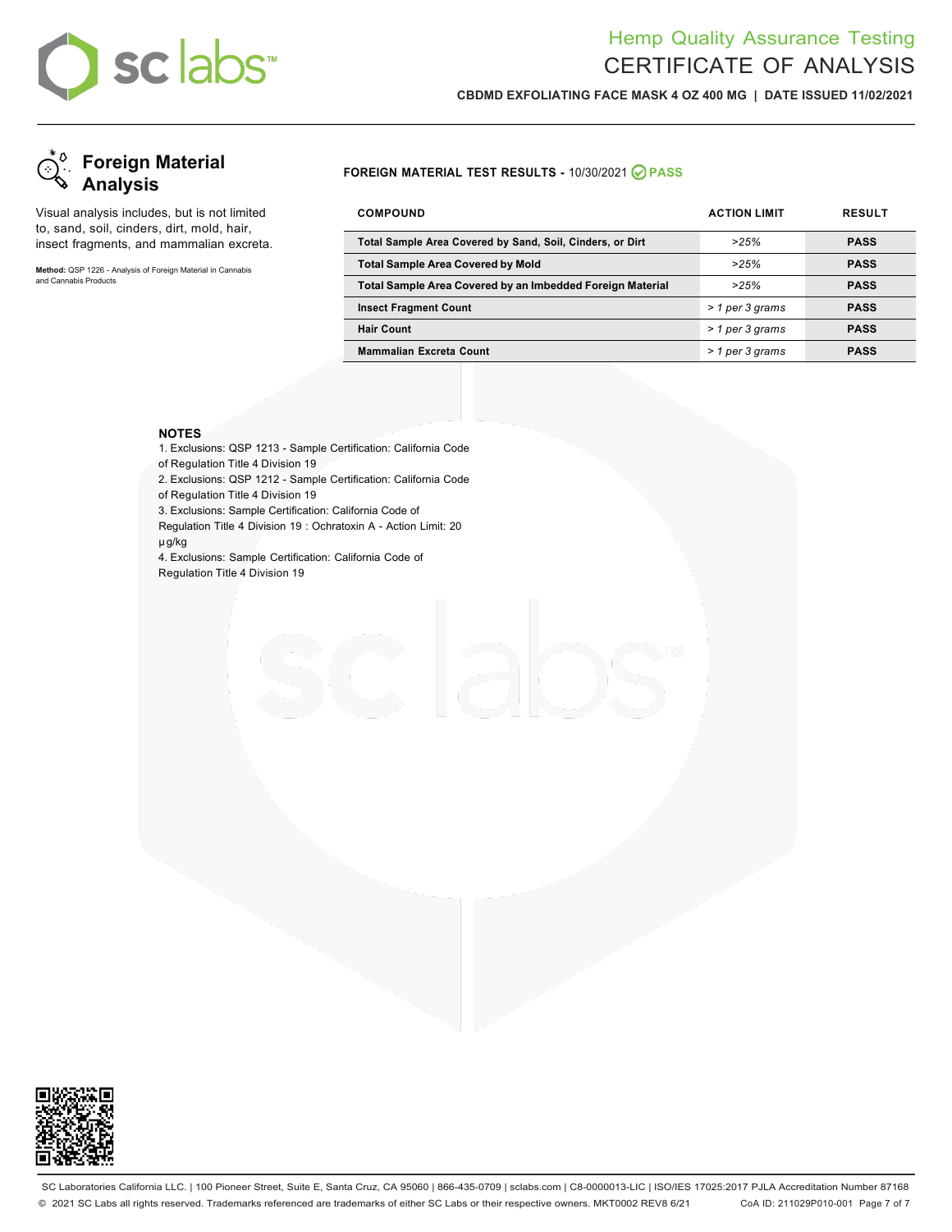Hemp Quality Assurance Testing

CERTIFICATE OF ANALYSIS

**CBDMD EXFOLIATING FACE MASK 4 OZ 400 MG | DATE ISSUED 11/02/2021**

## Foreign Material Analysis

Visual analysis includes, but is not limited to, sand, soil, cinders, dirt, mold, hair, insect fragments, and mammalian excreta.

**Method:** QSP 1226 - Analysis of Foreign Material in Cannabis and Cannabis Products

**FOREIGN MATERIAL TEST RESULTS -** 10/30/2021 **PASS**

| COMPOUND | ACTION LIMIT | RESULT |
|---|---|---|
| Total Sample Area Covered by Sand, Soil, Cinders, or Dirt | *>25%* | PASS |
| Total Sample Area Covered by Mold | *>25%* | PASS |
| Total Sample Area Covered by an Imbedded Foreign Material | *>25%* | PASS |
| Insect Fragment Count | *> 1 per 3 grams* | PASS |
| Hair Count | *> 1 per 3 grams* | PASS |
| Mammalian Excreta Count | *> 1 per 3 grams* | PASS |

**NOTES**

1. Exclusions: QSP 1213 - Sample Certification: California Code of Regulation Title 4 Division 19
2. Exclusions: QSP 1212 - Sample Certification: California Code of Regulation Title 4 Division 19
3. Exclusions: Sample Certification: California Code of Regulation Title 4 Division 19 : Ochratoxin A - Action Limit: 20 µg/kg
4. Exclusions: Sample Certification: California Code of Regulation Title 4 Division 19

SC Laboratories California LLC. | 100 Pioneer Street, Suite E, Santa Cruz, CA 95060 | 866-435-0709 | sclabs.com | C8-0000013-LIC | ISO/IES 17025:2017 PJLA Accreditation Number 87168

© 2021 SC Labs all rights reserved. Trademarks referenced are trademarks of either SC Labs or their respective owners. MKT0002 REV8 6/21 CoA ID: 211029P010-001